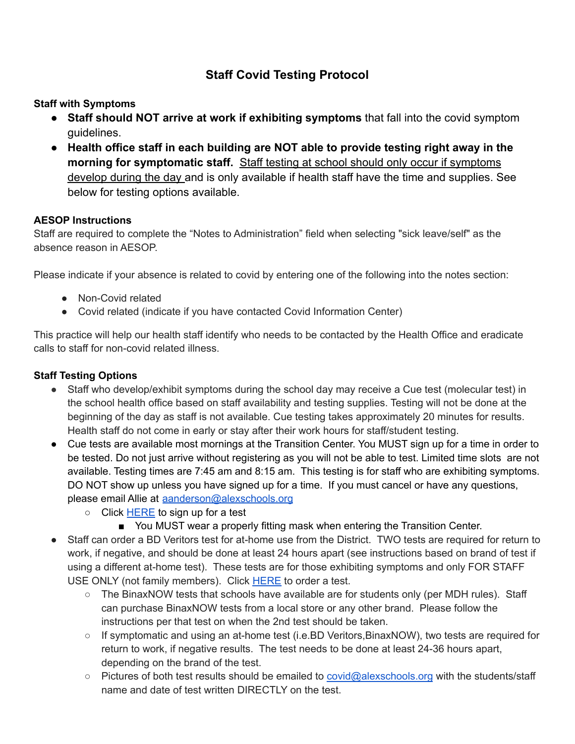# Staff Covid Testing Protocol

**Staff with Symptoms**

- **Staff should NOT arrive at work if exhibiting symptoms** that fall into the covid symptom guidelines.
- **Health office staff in each building are NOT able to provide testing right away in the morning for symptomatic staff.** Staff testing at school should only occur if symptoms develop during the day and is only available if health staff have the time and supplies. See below for testing options available.

**AESOP Instructions**

Staff are required to complete the "Notes to Administration" field when selecting "sick leave/self" as the absence reason in AESOP.

Please indicate if your absence is related to covid by entering one of the following into the notes section:

- Non-Covid related
- Covid related (indicate if you have contacted Covid Information Center)

This practice will help our health staff identify who needs to be contacted by the Health Office and eradicate calls to staff for non-covid related illness.

**Staff Testing Options**

- Staff who develop/exhibit symptoms during the school day may receive a Cue test (molecular test) in the school health office based on staff availability and testing supplies. Testing will not be done at the beginning of the day as staff is not available. Cue testing takes approximately 20 minutes for results. Health staff do not come in early or stay after their work hours for staff/student testing.
- Cue tests are available most mornings at the Transition Center. You MUST sign up for a time in order to be tested. Do not just arrive without registering as you will not be able to test. Limited time slots are not available. Testing times are 7:45 am and 8:15 am. This testing is for staff who are exhibiting symptoms. DO NOT show up unless you have signed up for a time. If you must cancel or have any questions, please email Allie at aanderson@alexschools.org
  - Click HERE to sign up for a test
    - You MUST wear a properly fitting mask when entering the Transition Center.
- Staff can order a BD Veritors test for at-home use from the District. TWO tests are required for return to work, if negative, and should be done at least 24 hours apart (see instructions based on brand of test if using a different at-home test). These tests are for those exhibiting symptoms and only FOR STAFF USE ONLY (not family members). Click HERE to order a test.
  - The BinaxNOW tests that schools have available are for students only (per MDH rules). Staff can purchase BinaxNOW tests from a local store or any other brand. Please follow the instructions per that test on when the 2nd test should be taken.
  - If symptomatic and using an at-home test (i.e.BD Veritors,BinaxNOW), two tests are required for return to work, if negative results. The test needs to be done at least 24-36 hours apart, depending on the brand of the test.
  - Pictures of both test results should be emailed to covid@alexschools.org with the students/staff name and date of test written DIRECTLY on the test.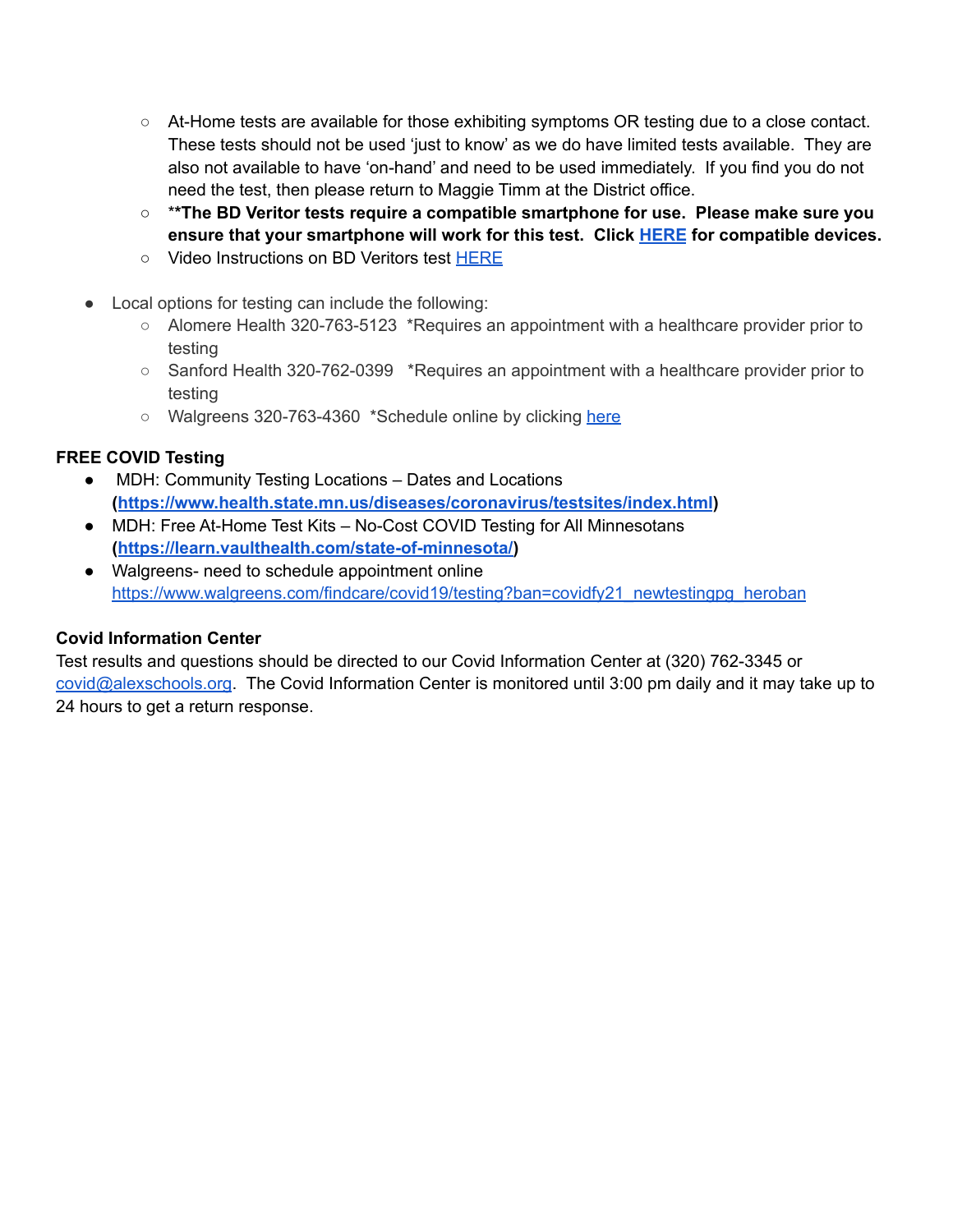- At-Home tests are available for those exhibiting symptoms OR testing due to a close contact. These tests should not be used 'just to know' as we do have limited tests available. They are also not available to have 'on-hand' and need to be used immediately. If you find you do not need the test, then please return to Maggie Timm at the District office.
  - **\*\*The BD Veritor tests require a compatible smartphone for use. Please make sure you ensure that your smartphone will work for this test. Click HERE for compatible devices.**
  - Video Instructions on BD Veritors test HERE

- Local options for testing can include the following:
  - Alomere Health 320-763-5123 *Requires an appointment with a healthcare provider prior to testing
  - Sanford Health 320-762-0399 *Requires an appointment with a healthcare provider prior to testing
  - Walgreens 320-763-4360 *Schedule online by clicking here

**FREE COVID Testing**

- MDH: Community Testing Locations – Dates and Locations (**https://www.health.state.mn.us/diseases/coronavirus/testsites/index.html**)
- MDH: Free At-Home Test Kits – No-Cost COVID Testing for All Minnesotans (**https://learn.vaulthealth.com/state-of-minnesota/**)
- Walgreens- need to schedule appointment online https://www.walgreens.com/findcare/covid19/testing?ban=covidfy21_newtestingpg_heroban

**Covid Information Center**

Test results and questions should be directed to our Covid Information Center at (320) 762-3345 or covid@alexschools.org. The Covid Information Center is monitored until 3:00 pm daily and it may take up to 24 hours to get a return response.